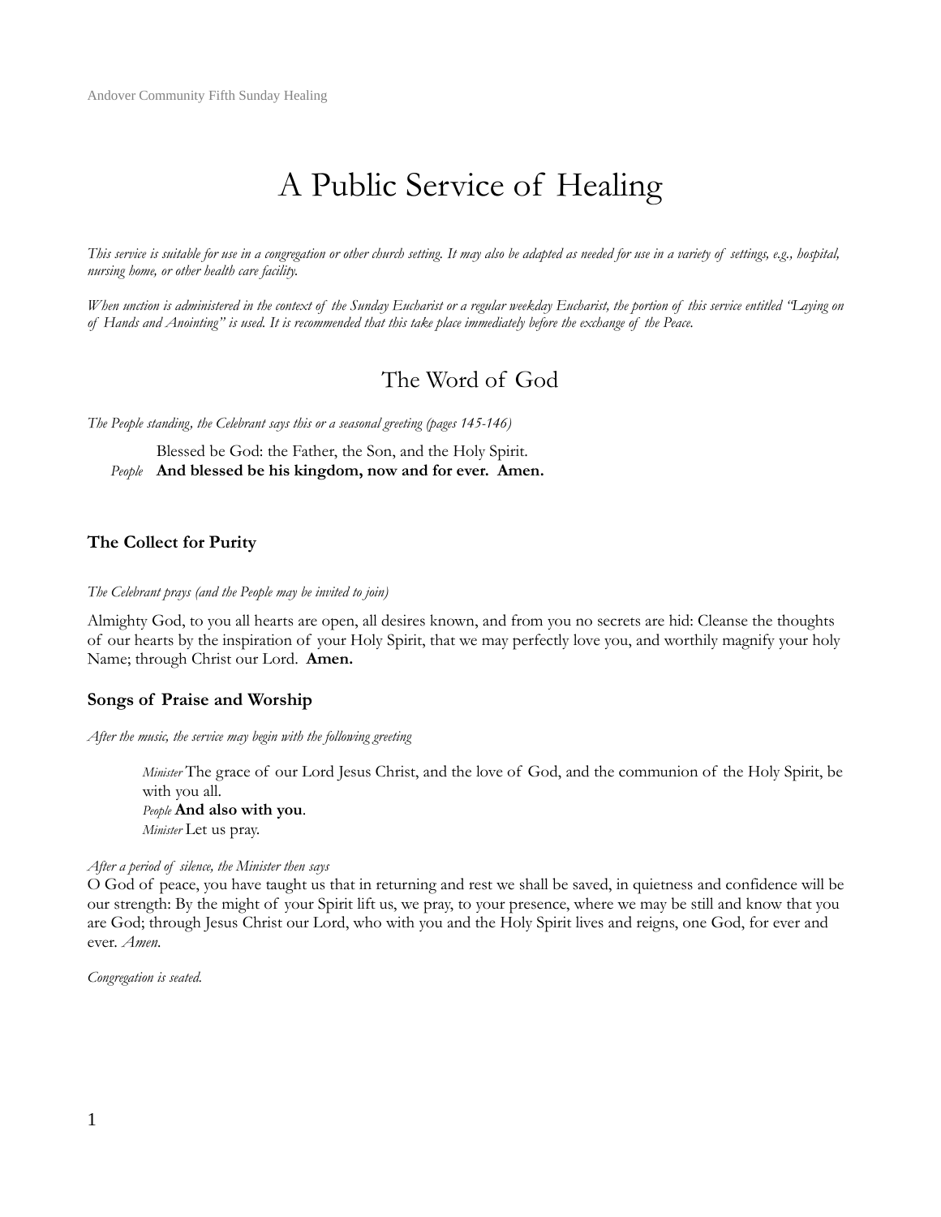# A Public Service of Healing

*This service is suitable for use in a congregation or other church setting. It may also be adapted as needed for use in a variety of settings, e.g., hospital, nursing home, or other health care facility.*

*When unction is administered in the context of the Sunday Eucharist or a regular weekday Eucharist, the portion of this service entitled "Laying on of Hands and Anointing" is used. It is recommended that this take place immediately before the exchange of the Peace.*

## The Word of God

*The People standing, the Celebrant says this or a seasonal greeting (pages 145-146)*

Blessed be God: the Father, the Son, and the Holy Spirit.
*People* **And blessed be his kingdom, now and for ever. Amen.**

### The Collect for Purity

*The Celebrant prays (and the People may be invited to join)*

Almighty God, to you all hearts are open, all desires known, and from you no secrets are hid: Cleanse the thoughts of our hearts by the inspiration of your Holy Spirit, that we may perfectly love you, and worthily magnify your holy Name; through Christ our Lord. **Amen.**

### Songs of Praise and Worship

*After the music, the service may begin with the following greeting*

*Minister* The grace of our Lord Jesus Christ, and the love of God, and the communion of the Holy Spirit, be with you all.
*People* **And also with you**.
*Minister* Let us pray.

*After a period of silence, the Minister then says*
O God of peace, you have taught us that in returning and rest we shall be saved, in quietness and confidence will be our strength: By the might of your Spirit lift us, we pray, to your presence, where we may be still and know that you are God; through Jesus Christ our Lord, who with you and the Holy Spirit lives and reigns, one God, for ever and ever. *Amen.*

*Congregation is seated.*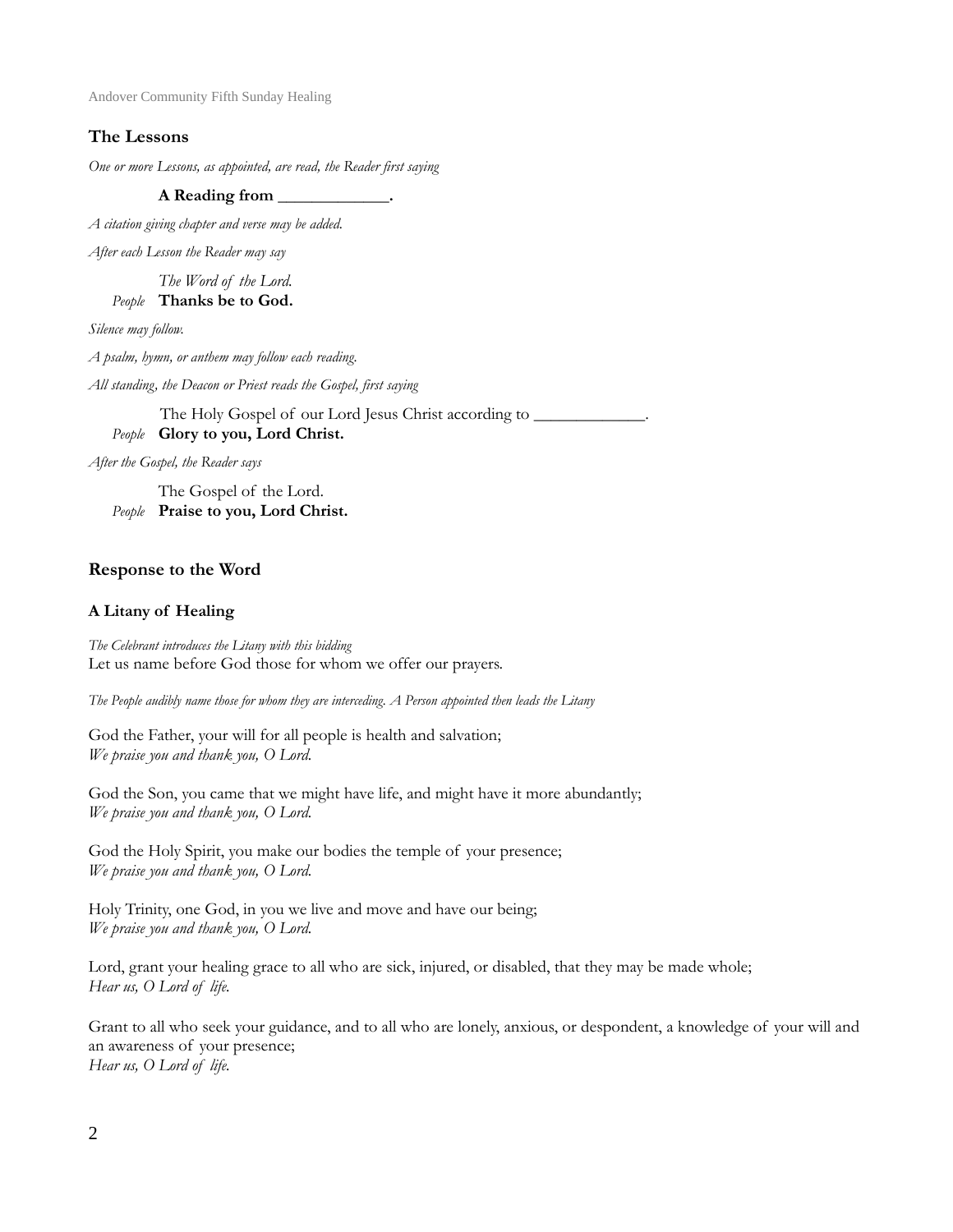## The Lessons

*One or more Lessons, as appointed, are read, the Reader first saying*

**A Reading from _____________.**

*A citation giving chapter and verse may be added.*

*After each Lesson the Reader may say*

*The Word of the Lord.*
*People* **Thanks be to God.**

*Silence may follow.*

*A psalm, hymn, or anthem may follow each reading.*

*All standing, the Deacon or Priest reads the Gospel, first saying*

The Holy Gospel of our Lord Jesus Christ according to _____________.
*People* **Glory to you, Lord Christ.**

*After the Gospel, the Reader says*

The Gospel of the Lord.
*People* **Praise to you, Lord Christ.**

## Response to the Word

### A Litany of Healing

*The Celebrant introduces the Litany with this bidding*
Let us name before God those for whom we offer our prayers.

*The People audibly name those for whom they are interceding. A Person appointed then leads the Litany*

God the Father, your will for all people is health and salvation;
*We praise you and thank you, O Lord.*

God the Son, you came that we might have life, and might have it more abundantly;
*We praise you and thank you, O Lord.*

God the Holy Spirit, you make our bodies the temple of your presence;
*We praise you and thank you, O Lord.*

Holy Trinity, one God, in you we live and move and have our being;
*We praise you and thank you, O Lord.*

Lord, grant your healing grace to all who are sick, injured, or disabled, that they may be made whole;
*Hear us, O Lord of life.*

Grant to all who seek your guidance, and to all who are lonely, anxious, or despondent, a knowledge of your will and an awareness of your presence;
*Hear us, O Lord of life.*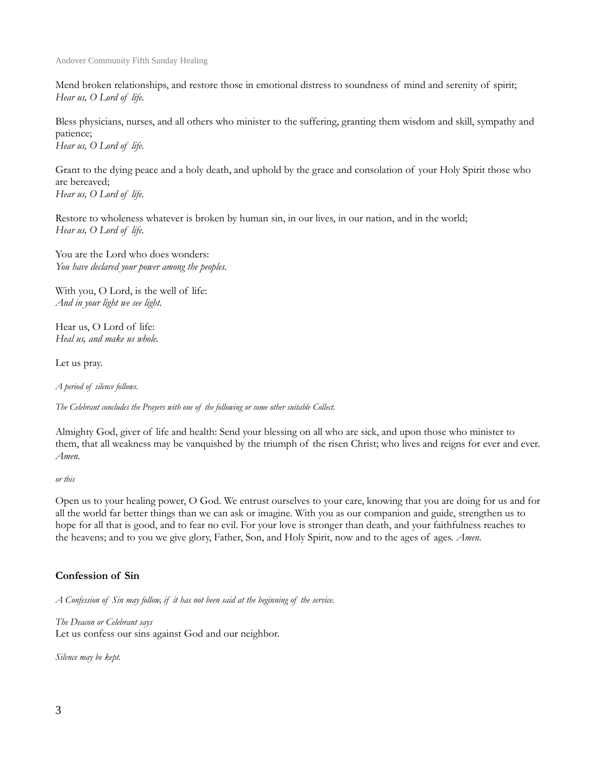Mend broken relationships, and restore those in emotional distress to soundness of mind and serenity of spirit;
*Hear us, O Lord of life.*

Bless physicians, nurses, and all others who minister to the suffering, granting them wisdom and skill, sympathy and patience;
*Hear us, O Lord of life.*

Grant to the dying peace and a holy death, and uphold by the grace and consolation of your Holy Spirit those who are bereaved;
*Hear us, O Lord of life.*

Restore to wholeness whatever is broken by human sin, in our lives, in our nation, and in the world;
*Hear us, O Lord of life.*

You are the Lord who does wonders:
*You have declared your power among the peoples.*

With you, O Lord, is the well of life:
*And in your light we see light.*

Hear us, O Lord of life:
*Heal us, and make us whole.*

Let us pray.

*A period of silence follows.*

*The Celebrant concludes the Prayers with one of the following or some other suitable Collect.*

Almighty God, giver of life and health: Send your blessing on all who are sick, and upon those who minister to them, that all weakness may be vanquished by the triumph of the risen Christ; who lives and reigns for ever and ever. *Amen.*

*or this*

Open us to your healing power, O God. We entrust ourselves to your care, knowing that you are doing for us and for all the world far better things than we can ask or imagine. With you as our companion and guide, strengthen us to hope for all that is good, and to fear no evil. For your love is stronger than death, and your faithfulness reaches to the heavens; and to you we give glory, Father, Son, and Holy Spirit, now and to the ages of ages. *Amen.*

**Confession of Sin**

*A Confession of Sin may follow, if it has not been said at the beginning of the service.*

*The Deacon or Celebrant says*
Let us confess our sins against God and our neighbor.

*Silence may be kept.*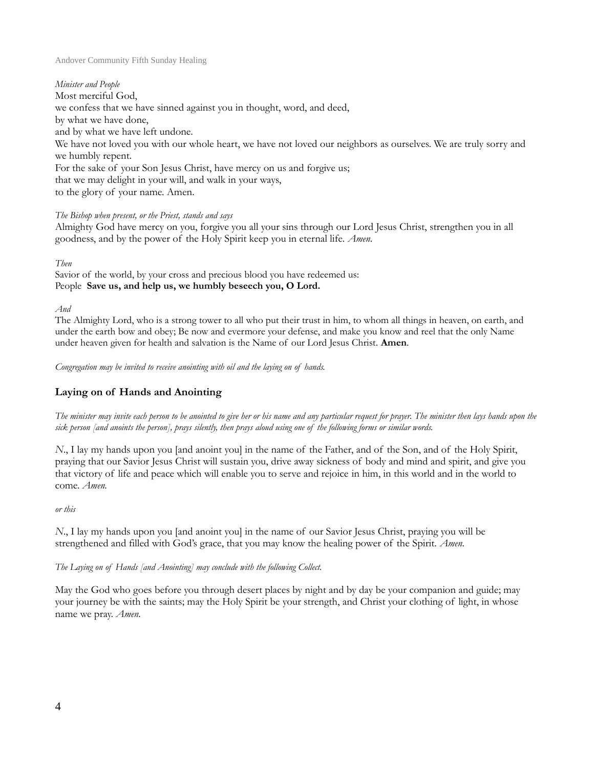*Minister and People*
Most merciful God,
we confess that we have sinned against you in thought, word, and deed,
by what we have done,
and by what we have left undone.
We have not loved you with our whole heart, we have not loved our neighbors as ourselves. We are truly sorry and we humbly repent.
For the sake of your Son Jesus Christ, have mercy on us and forgive us;
that we may delight in your will, and walk in your ways,
to the glory of your name. Amen.

*The Bishop when present, or the Priest, stands and says*
Almighty God have mercy on you, forgive you all your sins through our Lord Jesus Christ, strengthen you in all goodness, and by the power of the Holy Spirit keep you in eternal life. *Amen.*

*Then*
Savior of the world, by your cross and precious blood you have redeemed us:
People **Save us, and help us, we humbly beseech you, O Lord.**

*And*
The Almighty Lord, who is a strong tower to all who put their trust in him, to whom all things in heaven, on earth, and under the earth bow and obey; Be now and evermore your defense, and make you know and reel that the only Name under heaven given for health and salvation is the Name of our Lord Jesus Christ. **Amen**.

*Congregation may be invited to receive anointing with oil and the laying on of hands.*

## Laying on of Hands and Anointing

*The minister may invite each person to be anointed to give her or his name and any particular request for prayer. The minister then lays hands upon the sick person [and anoints the person], prays silently, then prays aloud using one of the following forms or similar words.*

*N*., I lay my hands upon you [and anoint you] in the name of the Father, and of the Son, and of the Holy Spirit, praying that our Savior Jesus Christ will sustain you, drive away sickness of body and mind and spirit, and give you that victory of life and peace which will enable you to serve and rejoice in him, in this world and in the world to come. *Amen.*

*or this*

*N*., I lay my hands upon you [and anoint you] in the name of our Savior Jesus Christ, praying you will be strengthened and filled with God's grace, that you may know the healing power of the Spirit. *Amen.*

*The Laying on of Hands [and Anointing] may conclude with the following Collect.*

May the God who goes before you through desert places by night and by day be your companion and guide; may your journey be with the saints; may the Holy Spirit be your strength, and Christ your clothing of light, in whose name we pray. *Amen.*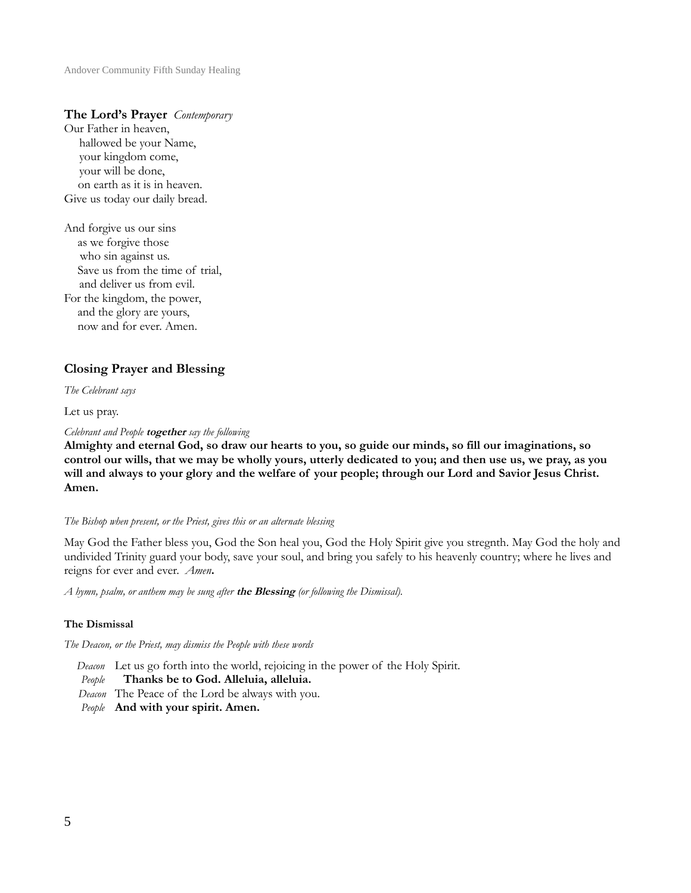**The Lord's Prayer** *Contemporary*

Our Father in heaven,
hallowed be your Name,
your kingdom come,
your will be done,
on earth as it is in heaven.
Give us today our daily bread.

And forgive us our sins
as we forgive those
who sin against us.
Save us from the time of trial,
and deliver us from evil.
For the kingdom, the power,
and the glory are yours,
now and for ever. Amen.

## Closing Prayer and Blessing

*The Celebrant says*

Let us pray.

*Celebrant and People* ***together*** *say the following*

**Almighty and eternal God, so draw our hearts to you, so guide our minds, so fill our imaginations, so control our wills, that we may be wholly yours, utterly dedicated to you; and then use us, we pray, as you will and always to your glory and the welfare of your people; through our Lord and Savior Jesus Christ. Amen.**

*The Bishop when present, or the Priest, gives this or an alternate blessing*

May God the Father bless you, God the Son heal you, God the Holy Spirit give you stregnth. May God the holy and undivided Trinity guard your body, save your soul, and bring you safely to his heavenly country; where he lives and reigns for ever and ever. *Amen***.**

*A hymn, psalm, or anthem may be sung after* ***the Blessing*** *(or following the Dismissal).*

**The Dismissal**

*The Deacon, or the Priest, may dismiss the People with these words*

*Deacon* Let us go forth into the world, rejoicing in the power of the Holy Spirit.
*People* **Thanks be to God. Alleluia, alleluia.**
*Deacon* The Peace of the Lord be always with you.
*People* **And with your spirit. Amen.**